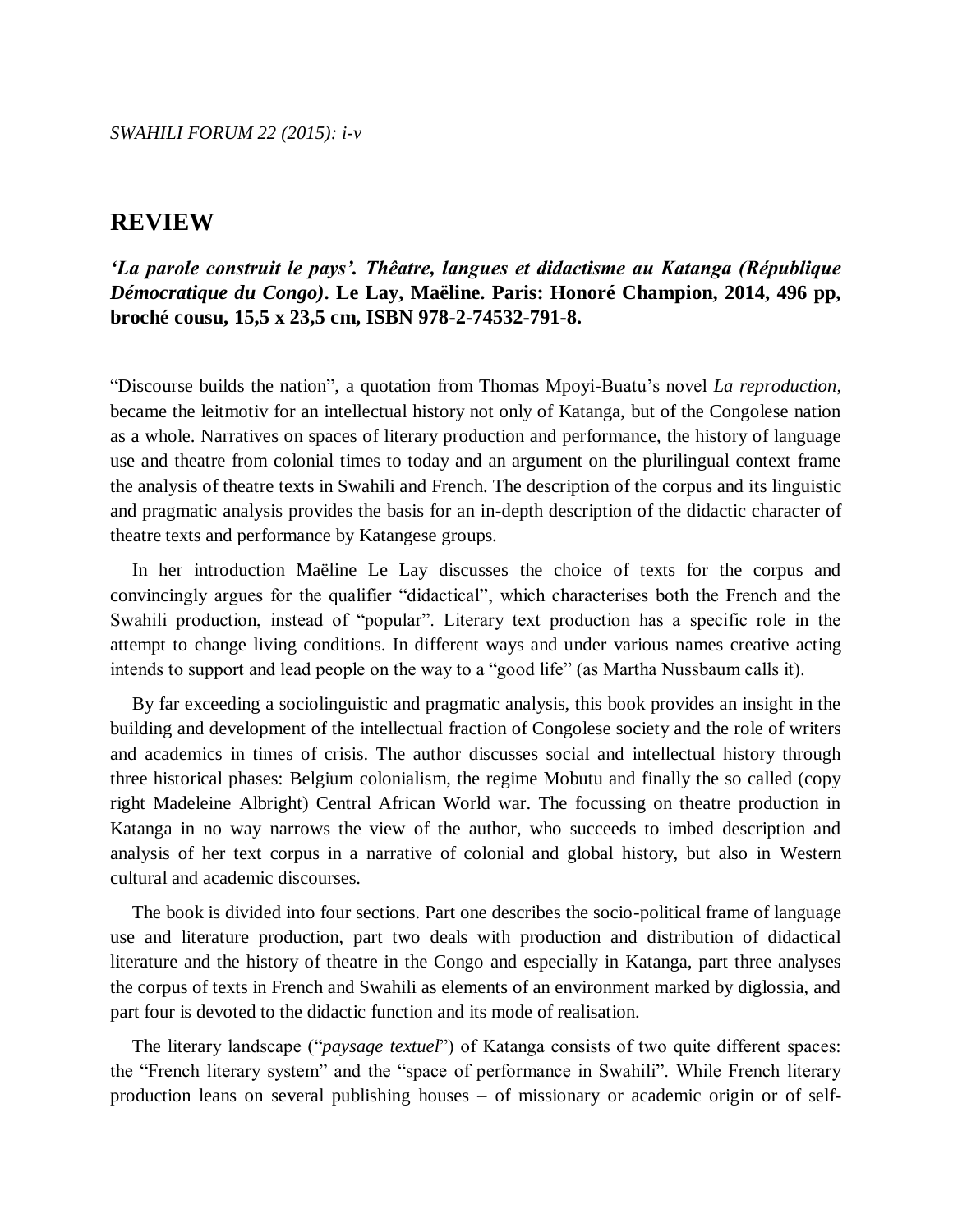# REVIEW

***'La parole construit le pays'. Thêatre, langues et didactisme au Katanga (République Démocratique du Congo)*. Le Lay, Maëline. Paris: Honoré Champion, 2014, 496 pp, broché cousu, 15,5 x 23,5 cm, ISBN 978-2-74532-791-8.**

"Discourse builds the nation", a quotation from Thomas Mpoyi-Buatu's novel *La reproduction*, became the leitmotiv for an intellectual history not only of Katanga, but of the Congolese nation as a whole. Narratives on spaces of literary production and performance, the history of language use and theatre from colonial times to today and an argument on the plurilingual context frame the analysis of theatre texts in Swahili and French. The description of the corpus and its linguistic and pragmatic analysis provides the basis for an in-depth description of the didactic character of theatre texts and performance by Katangese groups.

In her introduction Maëline Le Lay discusses the choice of texts for the corpus and convincingly argues for the qualifier "didactical", which characterises both the French and the Swahili production, instead of "popular". Literary text production has a specific role in the attempt to change living conditions. In different ways and under various names creative acting intends to support and lead people on the way to a "good life" (as Martha Nussbaum calls it).

By far exceeding a sociolinguistic and pragmatic analysis, this book provides an insight in the building and development of the intellectual fraction of Congolese society and the role of writers and academics in times of crisis. The author discusses social and intellectual history through three historical phases: Belgium colonialism, the regime Mobutu and finally the so called (copy right Madeleine Albright) Central African World war. The focussing on theatre production in Katanga in no way narrows the view of the author, who succeeds to imbed description and analysis of her text corpus in a narrative of colonial and global history, but also in Western cultural and academic discourses.

The book is divided into four sections. Part one describes the socio-political frame of language use and literature production, part two deals with production and distribution of didactical literature and the history of theatre in the Congo and especially in Katanga, part three analyses the corpus of texts in French and Swahili as elements of an environment marked by diglossia, and part four is devoted to the didactic function and its mode of realisation.

The literary landscape ("*paysage textuel*") of Katanga consists of two quite different spaces: the "French literary system" and the "space of performance in Swahili". While French literary production leans on several publishing houses – of missionary or academic origin or of self-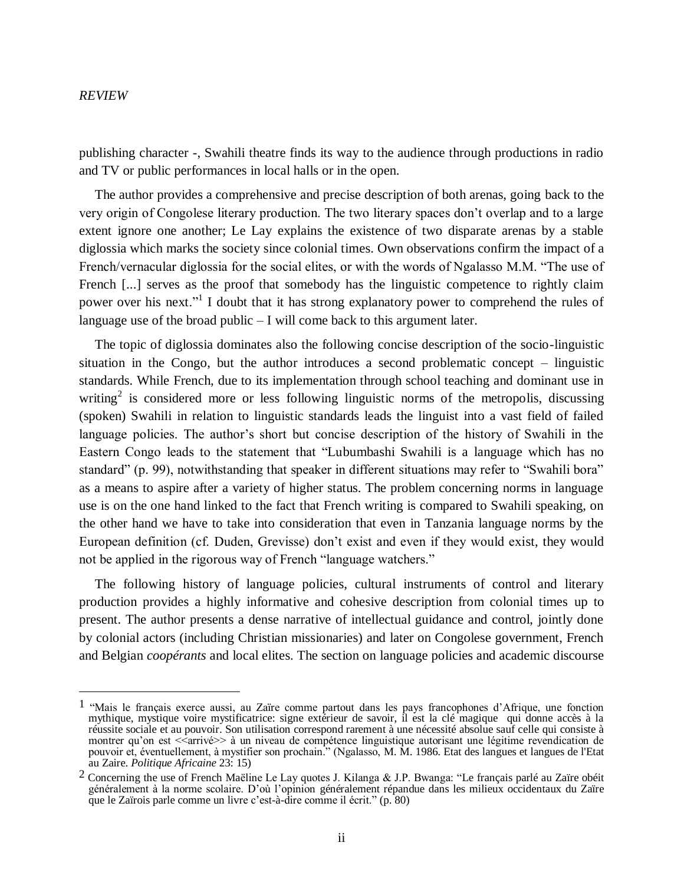publishing character -, Swahili theatre finds its way to the audience through productions in radio and TV or public performances in local halls or in the open.

The author provides a comprehensive and precise description of both arenas, going back to the very origin of Congolese literary production. The two literary spaces don't overlap and to a large extent ignore one another; Le Lay explains the existence of two disparate arenas by a stable diglossia which marks the society since colonial times. Own observations confirm the impact of a French/vernacular diglossia for the social elites, or with the words of Ngalasso M.M. "The use of French [...] serves as the proof that somebody has the linguistic competence to rightly claim power over his next."[1] I doubt that it has strong explanatory power to comprehend the rules of language use of the broad public – I will come back to this argument later.

The topic of diglossia dominates also the following concise description of the socio-linguistic situation in the Congo, but the author introduces a second problematic concept – linguistic standards. While French, due to its implementation through school teaching and dominant use in writing[2] is considered more or less following linguistic norms of the metropolis, discussing (spoken) Swahili in relation to linguistic standards leads the linguist into a vast field of failed language policies. The author's short but concise description of the history of Swahili in the Eastern Congo leads to the statement that "Lubumbashi Swahili is a language which has no standard" (p. 99), notwithstanding that speaker in different situations may refer to "Swahili bora" as a means to aspire after a variety of higher status. The problem concerning norms in language use is on the one hand linked to the fact that French writing is compared to Swahili speaking, on the other hand we have to take into consideration that even in Tanzania language norms by the European definition (cf. Duden, Grevisse) don't exist and even if they would exist, they would not be applied in the rigorous way of French "language watchers."

The following history of language policies, cultural instruments of control and literary production provides a highly informative and cohesive description from colonial times up to present. The author presents a dense narrative of intellectual guidance and control, jointly done by colonial actors (including Christian missionaries) and later on Congolese government, French and Belgian *coopérants* and local elites. The section on language policies and academic discourse

---

[1] "Mais le français exerce aussi, au Zaïre comme partout dans les pays francophones d'Afrique, une fonction mythique, mystique voire mystificatrice: signe extérieur de savoir, il est la clé magique qui donne accès à la réussite sociale et au pouvoir. Son utilisation correspond rarement à une nécessité absolue sauf celle qui consiste à montrer qu'on est <<arrivé>> à un niveau de compétence linguistique autorisant une légitime revendication de pouvoir et, éventuellement, à mystifier son prochain." (Ngalasso, M. M. 1986. Etat des langues et langues de l'Etat au Zaire. *Politique Africaine* 23: 15)

[2] Concerning the use of French Maëline Le Lay quotes J. Kilanga & J.P. Bwanga: "Le français parlé au Zaïre obéit généralement à la norme scolaire. D'où l'opinion généralement répandue dans les milieux occidentaux du Zaïre que le Zaïrois parle comme un livre c'est-à-dire comme il écrit." (p. 80)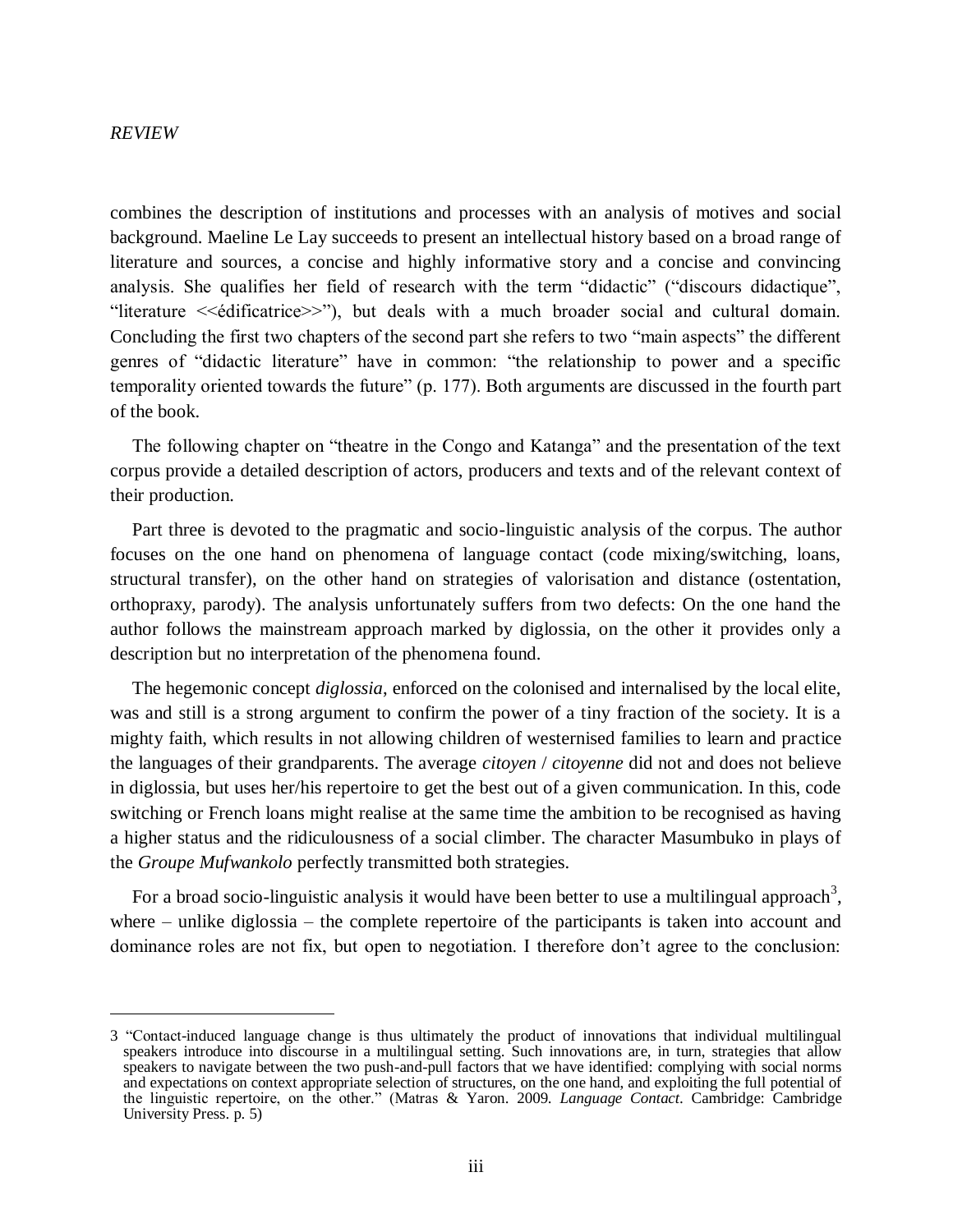combines the description of institutions and processes with an analysis of motives and social background. Maeline Le Lay succeeds to present an intellectual history based on a broad range of literature and sources, a concise and highly informative story and a concise and convincing analysis. She qualifies her field of research with the term "didactic" ("discours didactique", "literature <<édificatrice>>"), but deals with a much broader social and cultural domain. Concluding the first two chapters of the second part she refers to two "main aspects" the different genres of "didactic literature" have in common: "the relationship to power and a specific temporality oriented towards the future" (p. 177). Both arguments are discussed in the fourth part of the book.

The following chapter on "theatre in the Congo and Katanga" and the presentation of the text corpus provide a detailed description of actors, producers and texts and of the relevant context of their production.

Part three is devoted to the pragmatic and socio-linguistic analysis of the corpus. The author focuses on the one hand on phenomena of language contact (code mixing/switching, loans, structural transfer), on the other hand on strategies of valorisation and distance (ostentation, orthopraxy, parody). The analysis unfortunately suffers from two defects: On the one hand the author follows the mainstream approach marked by diglossia, on the other it provides only a description but no interpretation of the phenomena found.

The hegemonic concept *diglossia*, enforced on the colonised and internalised by the local elite, was and still is a strong argument to confirm the power of a tiny fraction of the society. It is a mighty faith, which results in not allowing children of westernised families to learn and practice the languages of their grandparents. The average *citoyen* / *citoyenne* did not and does not believe in diglossia, but uses her/his repertoire to get the best out of a given communication. In this, code switching or French loans might realise at the same time the ambition to be recognised as having a higher status and the ridiculousness of a social climber. The character Masumbuko in plays of the *Groupe Mufwankolo* perfectly transmitted both strategies.

For a broad socio-linguistic analysis it would have been better to use a multilingual approach[3], where – unlike diglossia – the complete repertoire of the participants is taken into account and dominance roles are not fix, but open to negotiation. I therefore don't agree to the conclusion:

---

3 "Contact-induced language change is thus ultimately the product of innovations that individual multilingual speakers introduce into discourse in a multilingual setting. Such innovations are, in turn, strategies that allow speakers to navigate between the two push-and-pull factors that we have identified: complying with social norms and expectations on context appropriate selection of structures, on the one hand, and exploiting the full potential of the linguistic repertoire, on the other." (Matras & Yaron. 2009. *Language Contact*. Cambridge: Cambridge University Press. p. 5)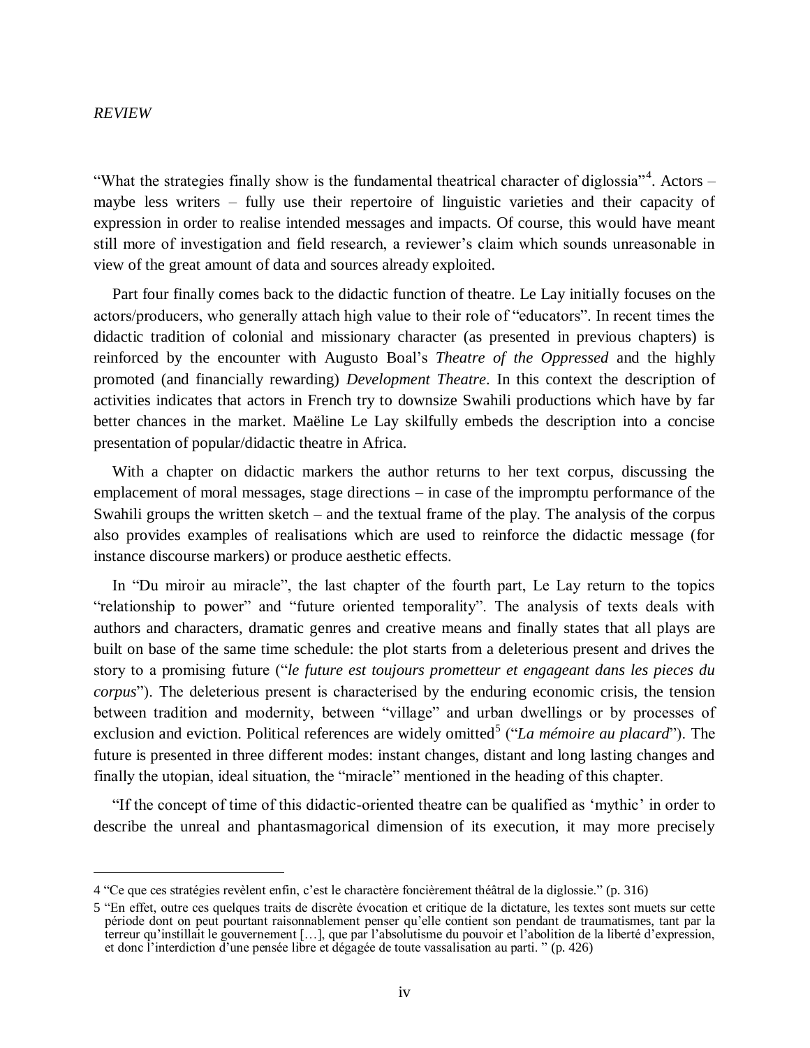"What the strategies finally show is the fundamental theatrical character of diglossia"[4]. Actors – maybe less writers – fully use their repertoire of linguistic varieties and their capacity of expression in order to realise intended messages and impacts. Of course, this would have meant still more of investigation and field research, a reviewer's claim which sounds unreasonable in view of the great amount of data and sources already exploited.

Part four finally comes back to the didactic function of theatre. Le Lay initially focuses on the actors/producers, who generally attach high value to their role of "educators". In recent times the didactic tradition of colonial and missionary character (as presented in previous chapters) is reinforced by the encounter with Augusto Boal's *Theatre of the Oppressed* and the highly promoted (and financially rewarding) *Development Theatre*. In this context the description of activities indicates that actors in French try to downsize Swahili productions which have by far better chances in the market. Maëline Le Lay skilfully embeds the description into a concise presentation of popular/didactic theatre in Africa.

With a chapter on didactic markers the author returns to her text corpus, discussing the emplacement of moral messages, stage directions – in case of the impromptu performance of the Swahili groups the written sketch – and the textual frame of the play. The analysis of the corpus also provides examples of realisations which are used to reinforce the didactic message (for instance discourse markers) or produce aesthetic effects.

In "Du miroir au miracle", the last chapter of the fourth part, Le Lay return to the topics "relationship to power" and "future oriented temporality". The analysis of texts deals with authors and characters, dramatic genres and creative means and finally states that all plays are built on base of the same time schedule: the plot starts from a deleterious present and drives the story to a promising future ("*le future est toujours prometteur et engageant dans les pieces du corpus*"). The deleterious present is characterised by the enduring economic crisis, the tension between tradition and modernity, between "village" and urban dwellings or by processes of exclusion and eviction. Political references are widely omitted[5] ("*La mémoire au placard*"). The future is presented in three different modes: instant changes, distant and long lasting changes and finally the utopian, ideal situation, the "miracle" mentioned in the heading of this chapter.

"If the concept of time of this didactic-oriented theatre can be qualified as 'mythic' in order to describe the unreal and phantasmagorical dimension of its execution, it may more precisely

---

4 "Ce que ces stratégies revèlent enfin, c'est le charactère foncièrement théâtral de la diglossie." (p. 316)

5 "En effet, outre ces quelques traits de discrète évocation et critique de la dictature, les textes sont muets sur cette période dont on peut pourtant raisonnablement penser qu'elle contient son pendant de traumatismes, tant par la terreur qu'instillait le gouvernement […], que par l'absolutisme du pouvoir et l'abolition de la liberté d'expression, et donc l'interdiction d'une pensée libre et dégagée de toute vassalisation au parti. " (p. 426)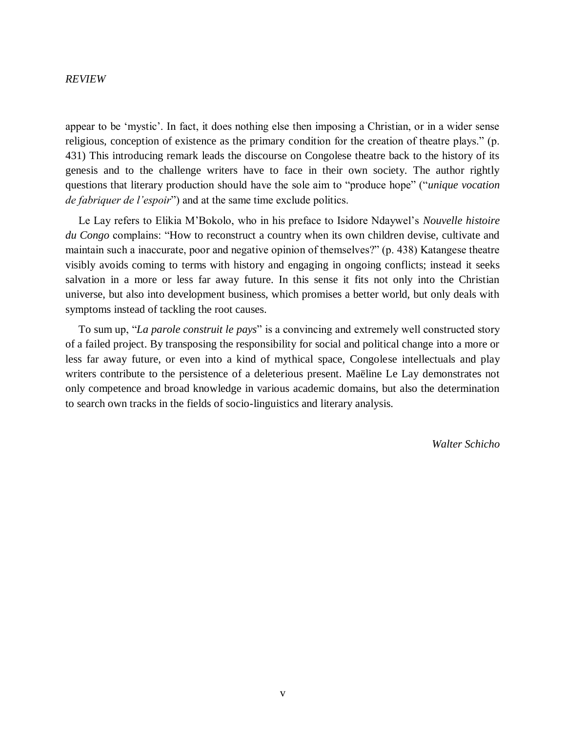appear to be 'mystic'. In fact, it does nothing else then imposing a Christian, or in a wider sense religious, conception of existence as the primary condition for the creation of theatre plays." (p. 431) This introducing remark leads the discourse on Congolese theatre back to the history of its genesis and to the challenge writers have to face in their own society. The author rightly questions that literary production should have the sole aim to "produce hope" ("*unique vocation de fabriquer de l'espoir*") and at the same time exclude politics.

Le Lay refers to Elikia M'Bokolo, who in his preface to Isidore Ndaywel's *Nouvelle histoire du Congo* complains: "How to reconstruct a country when its own children devise, cultivate and maintain such a inaccurate, poor and negative opinion of themselves?" (p. 438) Katangese theatre visibly avoids coming to terms with history and engaging in ongoing conflicts; instead it seeks salvation in a more or less far away future. In this sense it fits not only into the Christian universe, but also into development business, which promises a better world, but only deals with symptoms instead of tackling the root causes.

To sum up, "*La parole construit le pays*" is a convincing and extremely well constructed story of a failed project. By transposing the responsibility for social and political change into a more or less far away future, or even into a kind of mythical space, Congolese intellectuals and play writers contribute to the persistence of a deleterious present. Maëline Le Lay demonstrates not only competence and broad knowledge in various academic domains, but also the determination to search own tracks in the fields of socio-linguistics and literary analysis.

*Walter Schicho*